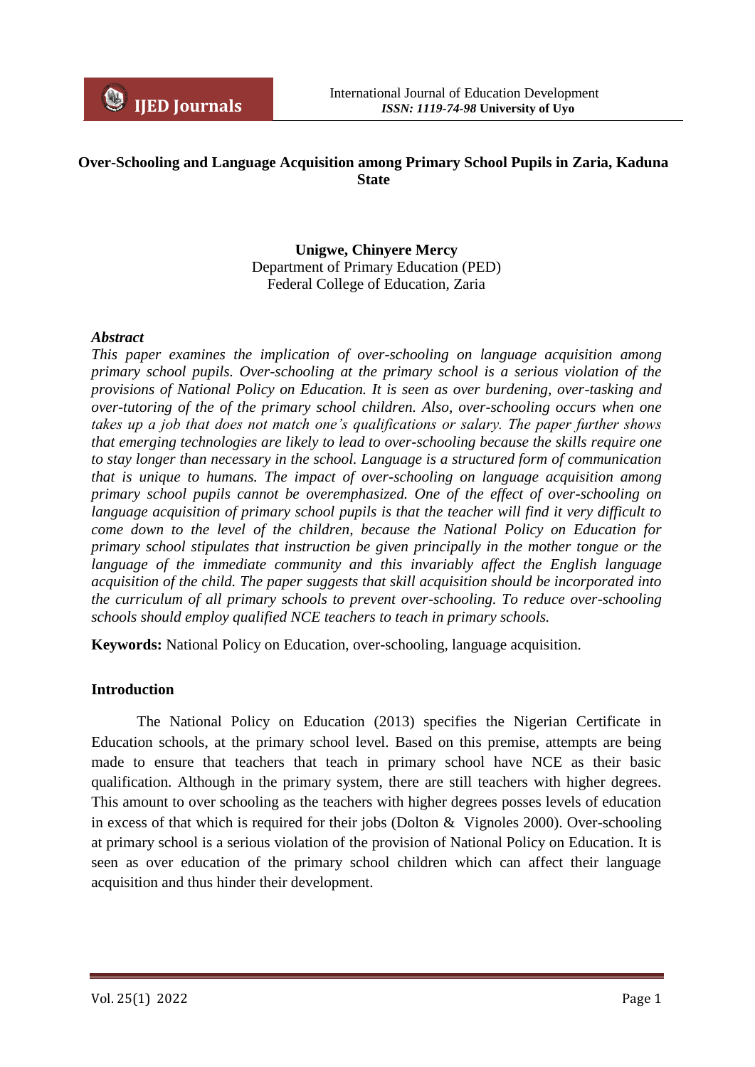# Over-Schooling and Language Acquisition among Primary School Pupils in Zaria, Kaduna State

**Unigwe, Chinyere Mercy**
Department of Primary Education (PED)
Federal College of Education, Zaria

### *Abstract*

*This paper examines the implication of over-schooling on language acquisition among primary school pupils. Over-schooling at the primary school is a serious violation of the provisions of National Policy on Education. It is seen as over burdening, over-tasking and over-tutoring of the of the primary school children. Also, over-schooling occurs when one takes up a job that does not match one's qualifications or salary. The paper further shows that emerging technologies are likely to lead to over-schooling because the skills require one to stay longer than necessary in the school. Language is a structured form of communication that is unique to humans. The impact of over-schooling on language acquisition among primary school pupils cannot be overemphasized. One of the effect of over-schooling on language acquisition of primary school pupils is that the teacher will find it very difficult to come down to the level of the children, because the National Policy on Education for primary school stipulates that instruction be given principally in the mother tongue or the language of the immediate community and this invariably affect the English language acquisition of the child. The paper suggests that skill acquisition should be incorporated into the curriculum of all primary schools to prevent over-schooling. To reduce over-schooling schools should employ qualified NCE teachers to teach in primary schools.*

**Keywords:** National Policy on Education, over-schooling, language acquisition.

## Introduction

The National Policy on Education (2013) specifies the Nigerian Certificate in Education schools, at the primary school level. Based on this premise, attempts are being made to ensure that teachers that teach in primary school have NCE as their basic qualification. Although in the primary system, there are still teachers with higher degrees. This amount to over schooling as the teachers with higher degrees posses levels of education in excess of that which is required for their jobs (Dolton & Vignoles 2000). Over-schooling at primary school is a serious violation of the provision of National Policy on Education. It is seen as over education of the primary school children which can affect their language acquisition and thus hinder their development.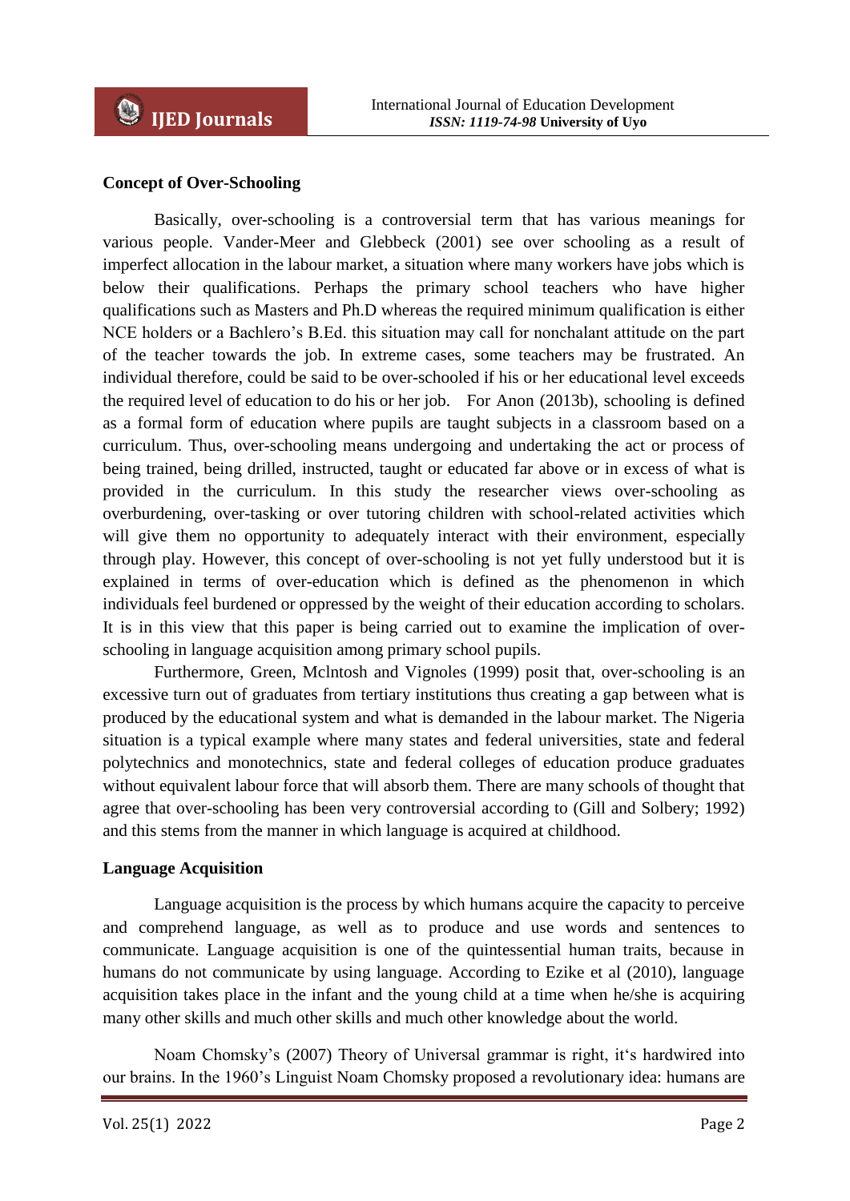**Concept of Over-Schooling**

Basically, over-schooling is a controversial term that has various meanings for various people. Vander-Meer and Glebbeck (2001) see over schooling as a result of imperfect allocation in the labour market, a situation where many workers have jobs which is below their qualifications. Perhaps the primary school teachers who have higher qualifications such as Masters and Ph.D whereas the required minimum qualification is either NCE holders or a Bachlero's B.Ed. this situation may call for nonchalant attitude on the part of the teacher towards the job. In extreme cases, some teachers may be frustrated. An individual therefore, could be said to be over-schooled if his or her educational level exceeds the required level of education to do his or her job. For Anon (2013b), schooling is defined as a formal form of education where pupils are taught subjects in a classroom based on a curriculum. Thus, over-schooling means undergoing and undertaking the act or process of being trained, being drilled, instructed, taught or educated far above or in excess of what is provided in the curriculum. In this study the researcher views over-schooling as overburdening, over-tasking or over tutoring children with school-related activities which will give them no opportunity to adequately interact with their environment, especially through play. However, this concept of over-schooling is not yet fully understood but it is explained in terms of over-education which is defined as the phenomenon in which individuals feel burdened or oppressed by the weight of their education according to scholars. It is in this view that this paper is being carried out to examine the implication of over-schooling in language acquisition among primary school pupils.

Furthermore, Green, Mclntosh and Vignoles (1999) posit that, over-schooling is an excessive turn out of graduates from tertiary institutions thus creating a gap between what is produced by the educational system and what is demanded in the labour market. The Nigeria situation is a typical example where many states and federal universities, state and federal polytechnics and monotechnics, state and federal colleges of education produce graduates without equivalent labour force that will absorb them. There are many schools of thought that agree that over-schooling has been very controversial according to (Gill and Solbery; 1992) and this stems from the manner in which language is acquired at childhood.

**Language Acquisition**

Language acquisition is the process by which humans acquire the capacity to perceive and comprehend language, as well as to produce and use words and sentences to communicate. Language acquisition is one of the quintessential human traits, because in humans do not communicate by using language. According to Ezike et al (2010), language acquisition takes place in the infant and the young child at a time when he/she is acquiring many other skills and much other skills and much other knowledge about the world.

Noam Chomsky's (2007) Theory of Universal grammar is right, it's hardwired into our brains. In the 1960's Linguist Noam Chomsky proposed a revolutionary idea: humans are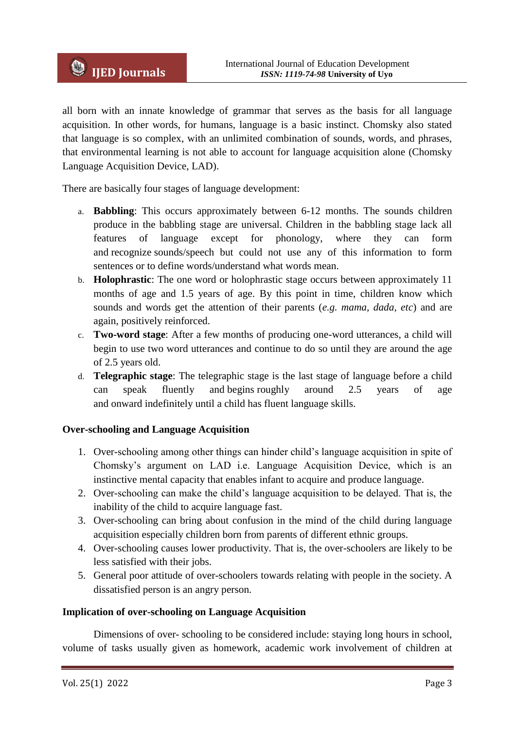all born with an innate knowledge of grammar that serves as the basis for all language acquisition. In other words, for humans, language is a basic instinct. Chomsky also stated that language is so complex, with an unlimited combination of sounds, words, and phrases, that environmental learning is not able to account for language acquisition alone (Chomsky Language Acquisition Device, LAD).

There are basically four stages of language development:

a. **Babbling**: This occurs approximately between 6-12 months. The sounds children produce in the babbling stage are universal. Children in the babbling stage lack all features of language except for phonology, where they can form and recognize sounds/speech but could not use any of this information to form sentences or to define words/understand what words mean.
b. **Holophrastic**: The one word or holophrastic stage occurs between approximately 11 months of age and 1.5 years of age. By this point in time, children know which sounds and words get the attention of their parents (*e.g. mama, dada, etc*) and are again, positively reinforced.
c. **Two-word stage**: After a few months of producing one-word utterances, a child will begin to use two word utterances and continue to do so until they are around the age of 2.5 years old.
d. **Telegraphic stage**: The telegraphic stage is the last stage of language before a child can speak fluently and begins roughly around 2.5 years of age and onward indefinitely until a child has fluent language skills.

**Over-schooling and Language Acquisition**

1. Over-schooling among other things can hinder child's language acquisition in spite of Chomsky's argument on LAD i.e. Language Acquisition Device, which is an instinctive mental capacity that enables infant to acquire and produce language.
2. Over-schooling can make the child's language acquisition to be delayed. That is, the inability of the child to acquire language fast.
3. Over-schooling can bring about confusion in the mind of the child during language acquisition especially children born from parents of different ethnic groups.
4. Over-schooling causes lower productivity. That is, the over-schoolers are likely to be less satisfied with their jobs.
5. General poor attitude of over-schoolers towards relating with people in the society. A dissatisfied person is an angry person.

**Implication of over-schooling on Language Acquisition**

Dimensions of over- schooling to be considered include: staying long hours in school, volume of tasks usually given as homework, academic work involvement of children at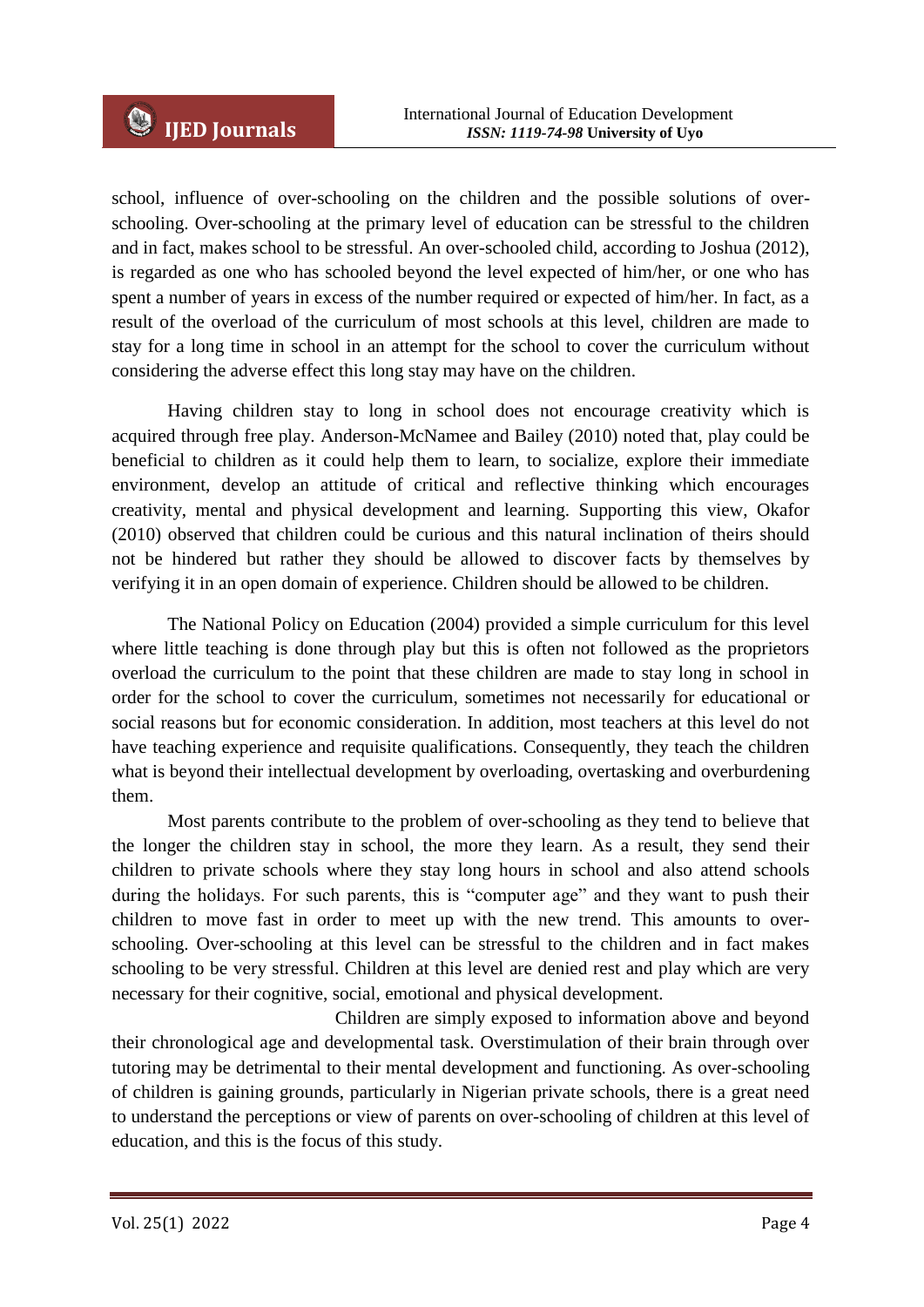school, influence of over-schooling on the children and the possible solutions of over-schooling. Over-schooling at the primary level of education can be stressful to the children and in fact, makes school to be stressful. An over-schooled child, according to Joshua (2012), is regarded as one who has schooled beyond the level expected of him/her, or one who has spent a number of years in excess of the number required or expected of him/her. In fact, as a result of the overload of the curriculum of most schools at this level, children are made to stay for a long time in school in an attempt for the school to cover the curriculum without considering the adverse effect this long stay may have on the children.

Having children stay to long in school does not encourage creativity which is acquired through free play. Anderson-McNamee and Bailey (2010) noted that, play could be beneficial to children as it could help them to learn, to socialize, explore their immediate environment, develop an attitude of critical and reflective thinking which encourages creativity, mental and physical development and learning. Supporting this view, Okafor (2010) observed that children could be curious and this natural inclination of theirs should not be hindered but rather they should be allowed to discover facts by themselves by verifying it in an open domain of experience. Children should be allowed to be children.

The National Policy on Education (2004) provided a simple curriculum for this level where little teaching is done through play but this is often not followed as the proprietors overload the curriculum to the point that these children are made to stay long in school in order for the school to cover the curriculum, sometimes not necessarily for educational or social reasons but for economic consideration. In addition, most teachers at this level do not have teaching experience and requisite qualifications. Consequently, they teach the children what is beyond their intellectual development by overloading, overtasking and overburdening them.

Most parents contribute to the problem of over-schooling as they tend to believe that the longer the children stay in school, the more they learn. As a result, they send their children to private schools where they stay long hours in school and also attend schools during the holidays. For such parents, this is "computer age" and they want to push their children to move fast in order to meet up with the new trend. This amounts to over-schooling. Over-schooling at this level can be stressful to the children and in fact makes schooling to be very stressful. Children at this level are denied rest and play which are very necessary for their cognitive, social, emotional and physical development.

Children are simply exposed to information above and beyond their chronological age and developmental task. Overstimulation of their brain through over tutoring may be detrimental to their mental development and functioning. As over-schooling of children is gaining grounds, particularly in Nigerian private schools, there is a great need to understand the perceptions or view of parents on over-schooling of children at this level of education, and this is the focus of this study.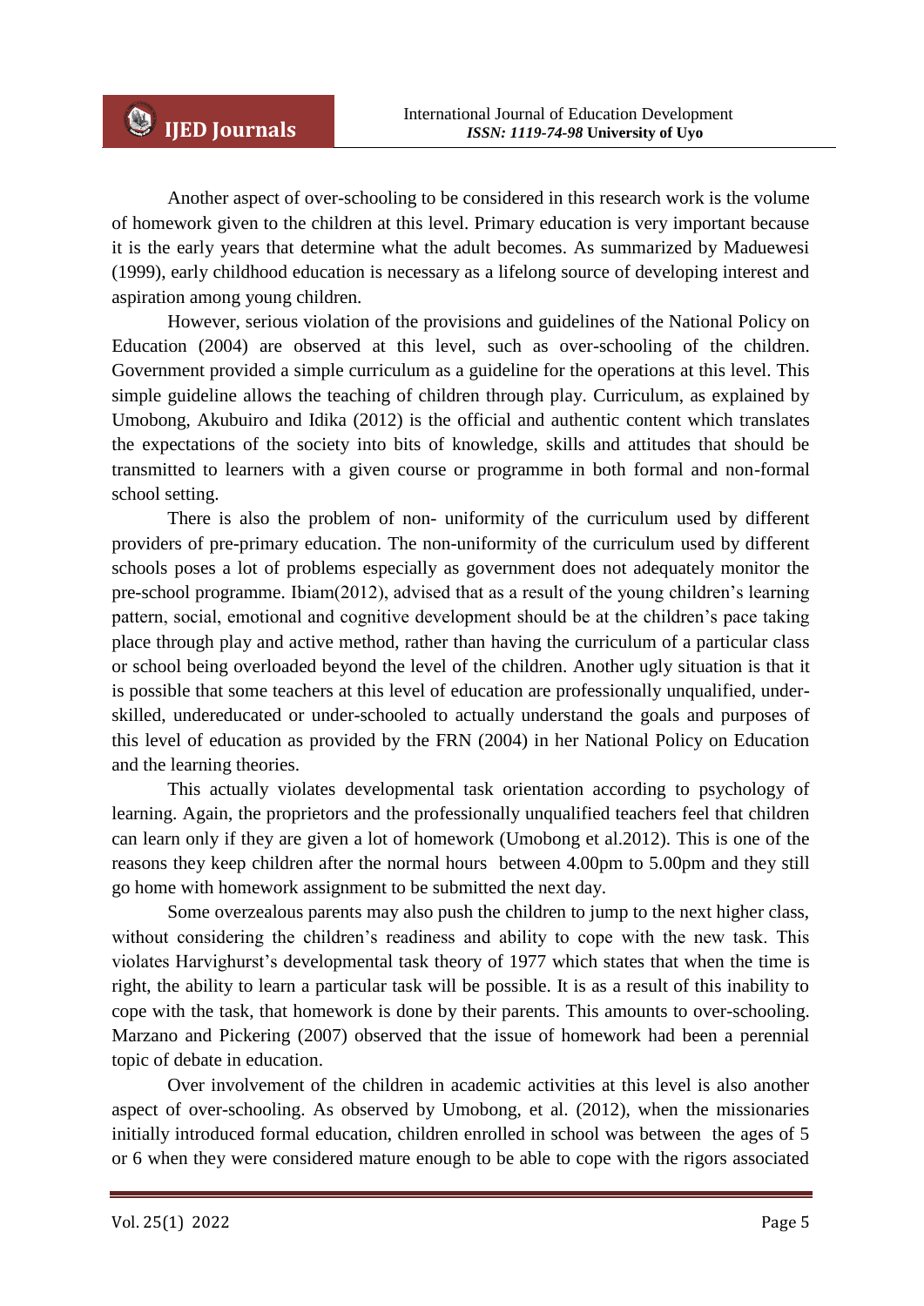Another aspect of over-schooling to be considered in this research work is the volume of homework given to the children at this level. Primary education is very important because it is the early years that determine what the adult becomes. As summarized by Maduewesi (1999), early childhood education is necessary as a lifelong source of developing interest and aspiration among young children.

However, serious violation of the provisions and guidelines of the National Policy on Education (2004) are observed at this level, such as over-schooling of the children. Government provided a simple curriculum as a guideline for the operations at this level. This simple guideline allows the teaching of children through play. Curriculum, as explained by Umobong, Akubuiro and Idika (2012) is the official and authentic content which translates the expectations of the society into bits of knowledge, skills and attitudes that should be transmitted to learners with a given course or programme in both formal and non-formal school setting.

There is also the problem of non- uniformity of the curriculum used by different providers of pre-primary education. The non-uniformity of the curriculum used by different schools poses a lot of problems especially as government does not adequately monitor the pre-school programme. Ibiam(2012), advised that as a result of the young children's learning pattern, social, emotional and cognitive development should be at the children's pace taking place through play and active method, rather than having the curriculum of a particular class or school being overloaded beyond the level of the children. Another ugly situation is that it is possible that some teachers at this level of education are professionally unqualified, under-skilled, undereducated or under-schooled to actually understand the goals and purposes of this level of education as provided by the FRN (2004) in her National Policy on Education and the learning theories.

This actually violates developmental task orientation according to psychology of learning. Again, the proprietors and the professionally unqualified teachers feel that children can learn only if they are given a lot of homework (Umobong et al.2012). This is one of the reasons they keep children after the normal hours between 4.00pm to 5.00pm and they still go home with homework assignment to be submitted the next day.

Some overzealous parents may also push the children to jump to the next higher class, without considering the children's readiness and ability to cope with the new task. This violates Harvighurst's developmental task theory of 1977 which states that when the time is right, the ability to learn a particular task will be possible. It is as a result of this inability to cope with the task, that homework is done by their parents. This amounts to over-schooling. Marzano and Pickering (2007) observed that the issue of homework had been a perennial topic of debate in education.

Over involvement of the children in academic activities at this level is also another aspect of over-schooling. As observed by Umobong, et al. (2012), when the missionaries initially introduced formal education, children enrolled in school was between the ages of 5 or 6 when they were considered mature enough to be able to cope with the rigors associated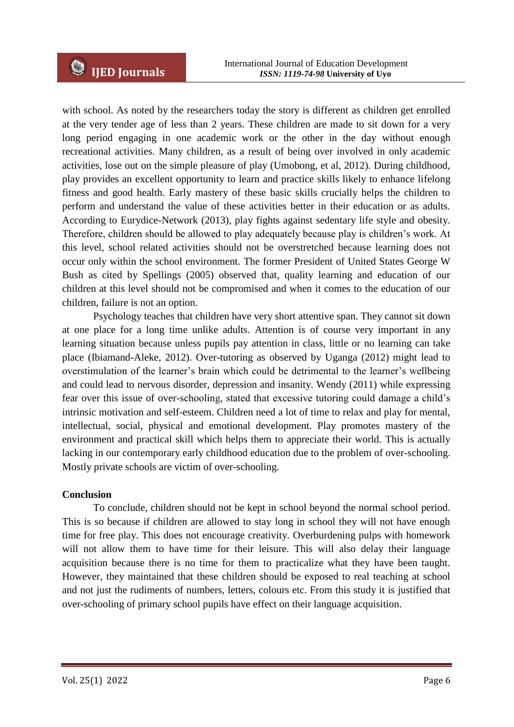with school. As noted by the researchers today the story is different as children get enrolled at the very tender age of less than 2 years. These children are made to sit down for a very long period engaging in one academic work or the other in the day without enough recreational activities. Many children, as a result of being over involved in only academic activities, lose out on the simple pleasure of play (Umobong, et al, 2012). During childhood, play provides an excellent opportunity to learn and practice skills likely to enhance lifelong fitness and good health. Early mastery of these basic skills crucially helps the children to perform and understand the value of these activities better in their education or as adults. According to Eurydice-Network (2013), play fights against sedentary life style and obesity. Therefore, children should be allowed to play adequately because play is children's work. At this level, school related activities should not be overstretched because learning does not occur only within the school environment. The former President of United States George W Bush as cited by Spellings (2005) observed that, quality learning and education of our children at this level should not be compromised and when it comes to the education of our children, failure is not an option.

Psychology teaches that children have very short attentive span. They cannot sit down at one place for a long time unlike adults. Attention is of course very important in any learning situation because unless pupils pay attention in class, little or no learning can take place (Ibiamand-Aleke, 2012). Over-tutoring as observed by Uganga (2012) might lead to overstimulation of the learner's brain which could be detrimental to the learner's wellbeing and could lead to nervous disorder, depression and insanity. Wendy (2011) while expressing fear over this issue of over-schooling, stated that excessive tutoring could damage a child's intrinsic motivation and self-esteem. Children need a lot of time to relax and play for mental, intellectual, social, physical and emotional development. Play promotes mastery of the environment and practical skill which helps them to appreciate their world. This is actually lacking in our contemporary early childhood education due to the problem of over-schooling. Mostly private schools are victim of over-schooling.

**Conclusion**

To conclude, children should not be kept in school beyond the normal school period. This is so because if children are allowed to stay long in school they will not have enough time for free play. This does not encourage creativity. Overburdening pulps with homework will not allow them to have time for their leisure. This will also delay their language acquisition because there is no time for them to practicalize what they have been taught. However, they maintained that these children should be exposed to real teaching at school and not just the rudiments of numbers, letters, colours etc. From this study it is justified that over-schooling of primary school pupils have effect on their language acquisition.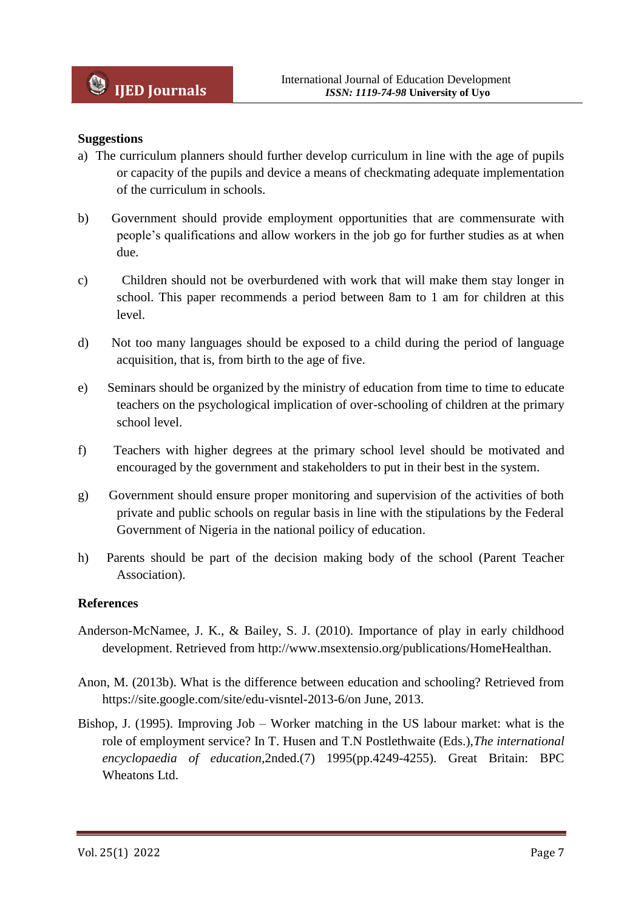**Suggestions**

a) The curriculum planners should further develop curriculum in line with the age of pupils or capacity of the pupils and device a means of checkmating adequate implementation of the curriculum in schools.

b) Government should provide employment opportunities that are commensurate with people's qualifications and allow workers in the job go for further studies as at when due.

c) Children should not be overburdened with work that will make them stay longer in school. This paper recommends a period between 8am to 1 am for children at this level.

d) Not too many languages should be exposed to a child during the period of language acquisition, that is, from birth to the age of five.

e) Seminars should be organized by the ministry of education from time to time to educate teachers on the psychological implication of over-schooling of children at the primary school level.

f) Teachers with higher degrees at the primary school level should be motivated and encouraged by the government and stakeholders to put in their best in the system.

g) Government should ensure proper monitoring and supervision of the activities of both private and public schools on regular basis in line with the stipulations by the Federal Government of Nigeria in the national poilicy of education.

h) Parents should be part of the decision making body of the school (Parent Teacher Association).

**References**

Anderson-McNamee, J. K., & Bailey, S. J. (2010). Importance of play in early childhood development. Retrieved from http://www.msextensio.org/publications/HomeHealthan.

Anon, M. (2013b). What is the difference between education and schooling? Retrieved from https://site.google.com/site/edu-visntel-2013-6/on June, 2013.

Bishop, J. (1995). Improving Job – Worker matching in the US labour market: what is the role of employment service? In T. Husen and T.N Postlethwaite (Eds.),*The international encyclopaedia of education*,2nded.(7) 1995(pp.4249-4255). Great Britain: BPC Wheatons Ltd.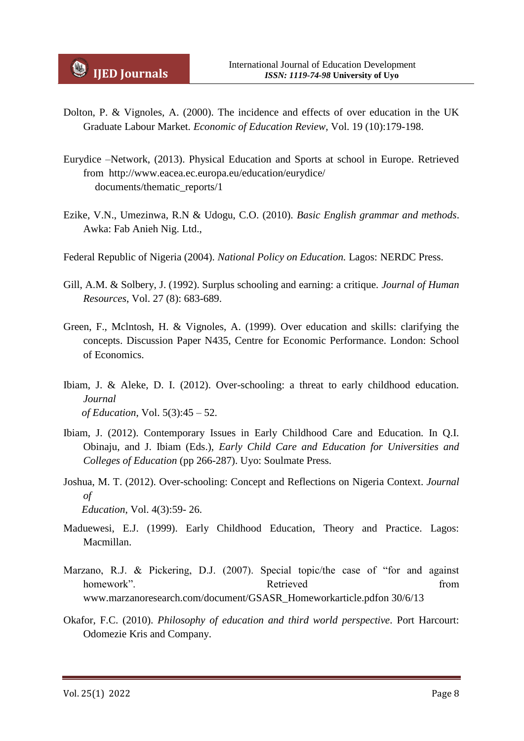Dolton, P. & Vignoles, A. (2000). The incidence and effects of over education in the UK Graduate Labour Market. *Economic of Education Review,* Vol. 19 (10):179-198.

Eurydice –Network, (2013). Physical Education and Sports at school in Europe. Retrieved from http://www.eacea.ec.europa.eu/education/eurydice/ documents/thematic_reports/1

Ezike, V.N., Umezinwa, R.N & Udogu, C.O. (2010). *Basic English grammar and methods*. Awka: Fab Anieh Nig. Ltd.,

Federal Republic of Nigeria (2004). *National Policy on Education.* Lagos: NERDC Press.

Gill, A.M. & Solbery, J. (1992). Surplus schooling and earning: a critique. *Journal of Human Resources*, Vol. 27 (8): 683-689.

Green, F., Mclntosh, H. & Vignoles, A. (1999). Over education and skills: clarifying the concepts. Discussion Paper N435, Centre for Economic Performance. London: School of Economics.

Ibiam, J. & Aleke, D. I. (2012). Over-schooling: a threat to early childhood education. *Journal of Education*, Vol. 5(3):45 – 52.

Ibiam, J. (2012). Contemporary Issues in Early Childhood Care and Education. In Q.I. Obinaju, and J. Ibiam (Eds.), *Early Child Care and Education for Universities and Colleges of Education* (pp 266-287). Uyo: Soulmate Press.

Joshua, M. T. (2012). Over-schooling: Concept and Reflections on Nigeria Context. *Journal of Education*, Vol. 4(3):59- 26.

Maduewesi, E.J. (1999). Early Childhood Education, Theory and Practice. Lagos: Macmillan.

Marzano, R.J. & Pickering, D.J. (2007). Special topic/the case of "for and against homework". Retrieved from www.marzanoresearch.com/document/GSASR_Homeworkarticle.pdfon 30/6/13

Okafor, F.C. (2010). *Philosophy of education and third world perspective*. Port Harcourt: Odomezie Kris and Company.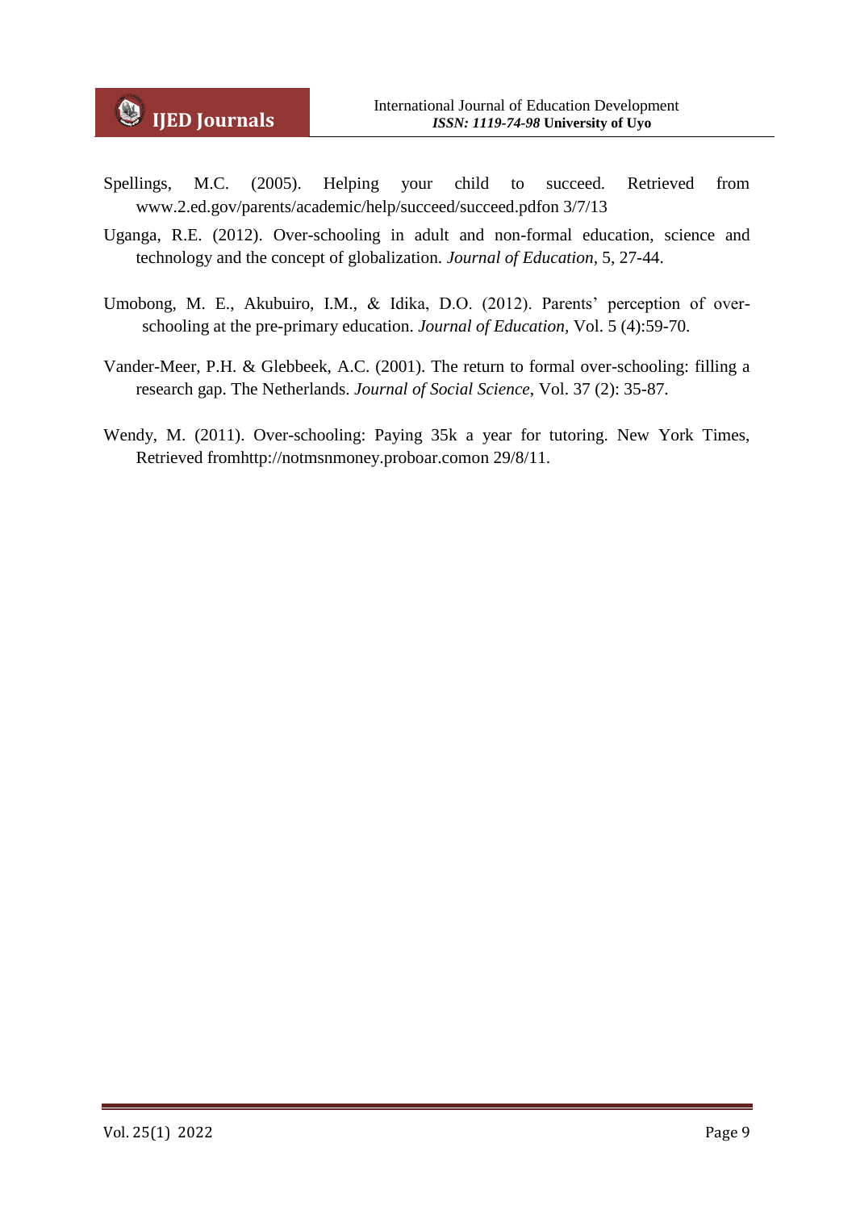Spellings, M.C. (2005). Helping your child to succeed. Retrieved from www.2.ed.gov/parents/academic/help/succeed/succeed.pdfon 3/7/13

Uganga, R.E. (2012). Over-schooling in adult and non-formal education, science and technology and the concept of globalization. *Journal of Education*, 5, 27-44.

Umobong, M. E., Akubuiro, I.M., & Idika, D.O. (2012). Parents' perception of over-schooling at the pre-primary education. *Journal of Education,* Vol. 5 (4):59-70.

Vander-Meer, P.H. & Glebbeek, A.C. (2001). The return to formal over-schooling: filling a research gap. The Netherlands. *Journal of Social Science*, Vol. 37 (2): 35-87.

Wendy, M. (2011). Over-schooling: Paying 35k a year for tutoring. New York Times, Retrieved fromhttp://notmsnmoney.proboar.comon 29/8/11.